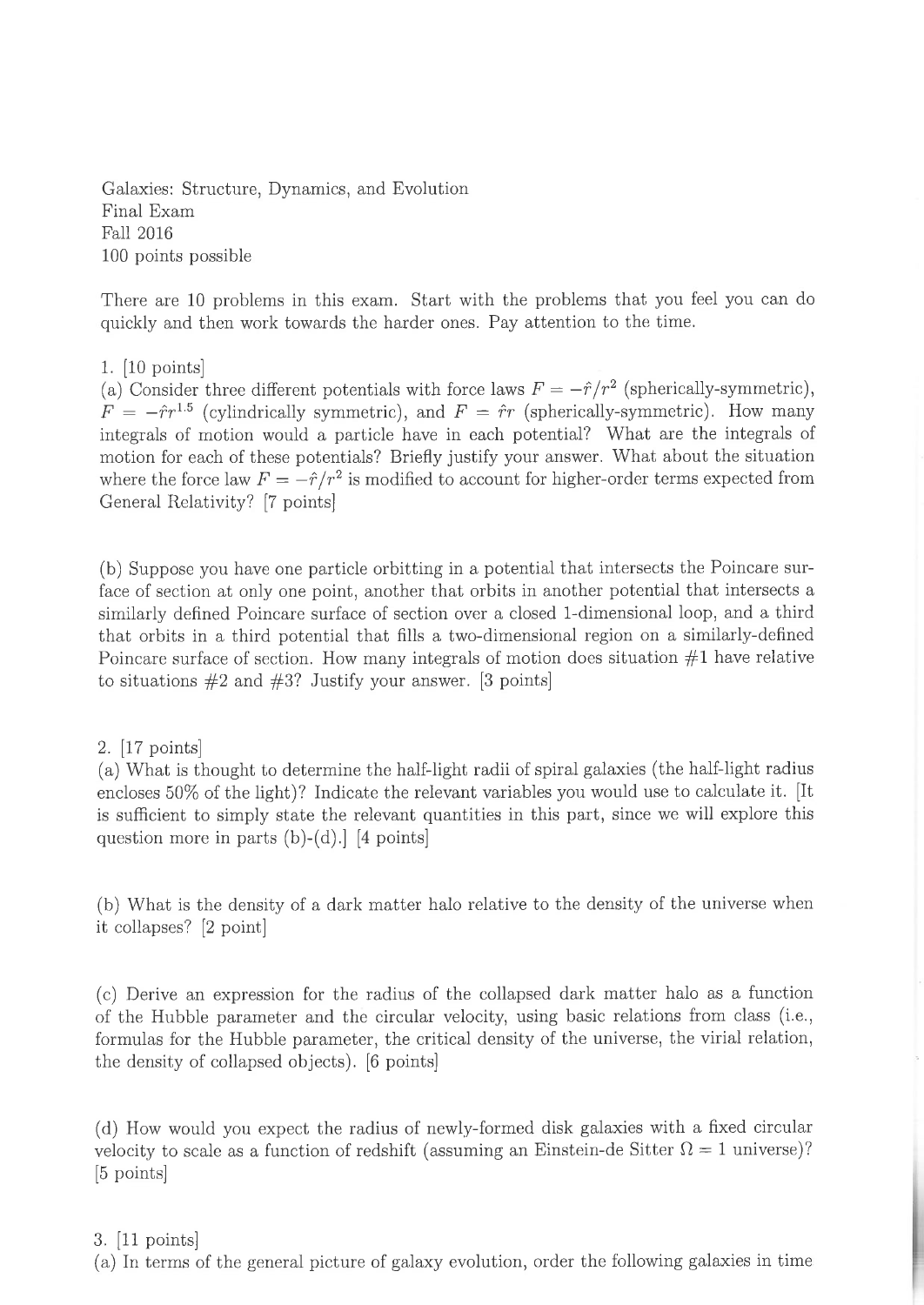Galaxies: Structure, Dynamics, and Evolution
Final Exam
Fall 2016
100 points possible

There are 10 problems in this exam. Start with the problems that you feel you can do quickly and then work towards the harder ones. Pay attention to the time.

1. [10 points]
(a) Consider three different potentials with force laws $F = -\hat{r}/r^2$ (spherically-symmetric), $F = -\hat{r}r^{1.5}$ (cylindrically symmetric), and $F = \hat{r}r$ (spherically-symmetric). How many integrals of motion would a particle have in each potential? What are the integrals of motion for each of these potentials? Briefly justify your answer. What about the situation where the force law $F = -\hat{r}/r^2$ is modified to account for higher-order terms expected from General Relativity? [7 points]

(b) Suppose you have one particle orbitting in a potential that intersects the Poincare surface of section at only one point, another that orbits in another potential that intersects a similarly defined Poincare surface of section over a closed 1-dimensional loop, and a third that orbits in a third potential that fills a two-dimensional region on a similarly-defined Poincare surface of section. How many integrals of motion does situation #1 have relative to situations #2 and #3? Justify your answer. [3 points]

2. [17 points]
(a) What is thought to determine the half-light radii of spiral galaxies (the half-light radius encloses 50% of the light)? Indicate the relevant variables you would use to calculate it. [It is sufficient to simply state the relevant quantities in this part, since we will explore this question more in parts (b)-(d).] [4 points]

(b) What is the density of a dark matter halo relative to the density of the universe when it collapses? [2 point]

(c) Derive an expression for the radius of the collapsed dark matter halo as a function of the Hubble parameter and the circular velocity, using basic relations from class (i.e., formulas for the Hubble parameter, the critical density of the universe, the virial relation, the density of collapsed objects). [6 points]

(d) How would you expect the radius of newly-formed disk galaxies with a fixed circular velocity to scale as a function of redshift (assuming an Einstein-de Sitter $\Omega = 1$ universe)? [5 points]

3. [11 points]
(a) In terms of the general picture of galaxy evolution, order the following galaxies in time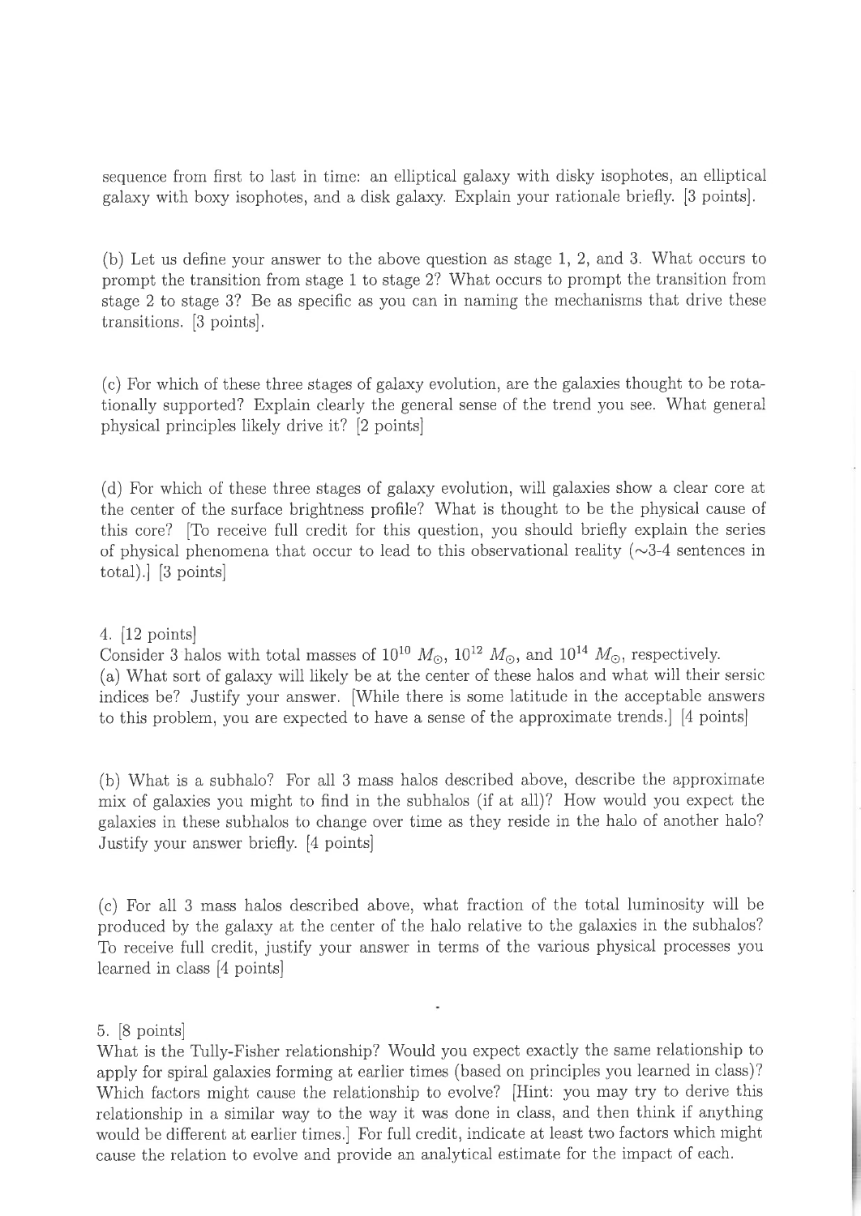sequence from first to last in time: an elliptical galaxy with disky isophotes, an elliptical galaxy with boxy isophotes, and a disk galaxy. Explain your rationale briefly. [3 points].

(b) Let us define your answer to the above question as stage 1, 2, and 3. What occurs to prompt the transition from stage 1 to stage 2? What occurs to prompt the transition from stage 2 to stage 3? Be as specific as you can in naming the mechanisms that drive these transitions. [3 points].

(c) For which of these three stages of galaxy evolution, are the galaxies thought to be rotationally supported? Explain clearly the general sense of the trend you see. What general physical principles likely drive it? [2 points]

(d) For which of these three stages of galaxy evolution, will galaxies show a clear core at the center of the surface brightness profile? What is thought to be the physical cause of this core? [To receive full credit for this question, you should briefly explain the series of physical phenomena that occur to lead to this observational reality (~3-4 sentences in total).] [3 points]

4. [12 points]
Consider 3 halos with total masses of $10^{10}\ M_{\odot}$, $10^{12}\ M_{\odot}$, and $10^{14}\ M_{\odot}$, respectively.
(a) What sort of galaxy will likely be at the center of these halos and what will their sersic indices be? Justify your answer. [While there is some latitude in the acceptable answers to this problem, you are expected to have a sense of the approximate trends.] [4 points]

(b) What is a subhalo? For all 3 mass halos described above, describe the approximate mix of galaxies you might to find in the subhalos (if at all)? How would you expect the galaxies in these subhalos to change over time as they reside in the halo of another halo? Justify your answer briefly. [4 points]

(c) For all 3 mass halos described above, what fraction of the total luminosity will be produced by the galaxy at the center of the halo relative to the galaxies in the subhalos? To receive full credit, justify your answer in terms of the various physical processes you learned in class [4 points]

5. [8 points]
What is the Tully-Fisher relationship? Would you expect exactly the same relationship to apply for spiral galaxies forming at earlier times (based on principles you learned in class)? Which factors might cause the relationship to evolve? [Hint: you may try to derive this relationship in a similar way to the way it was done in class, and then think if anything would be different at earlier times.] For full credit, indicate at least two factors which might cause the relation to evolve and provide an analytical estimate for the impact of each.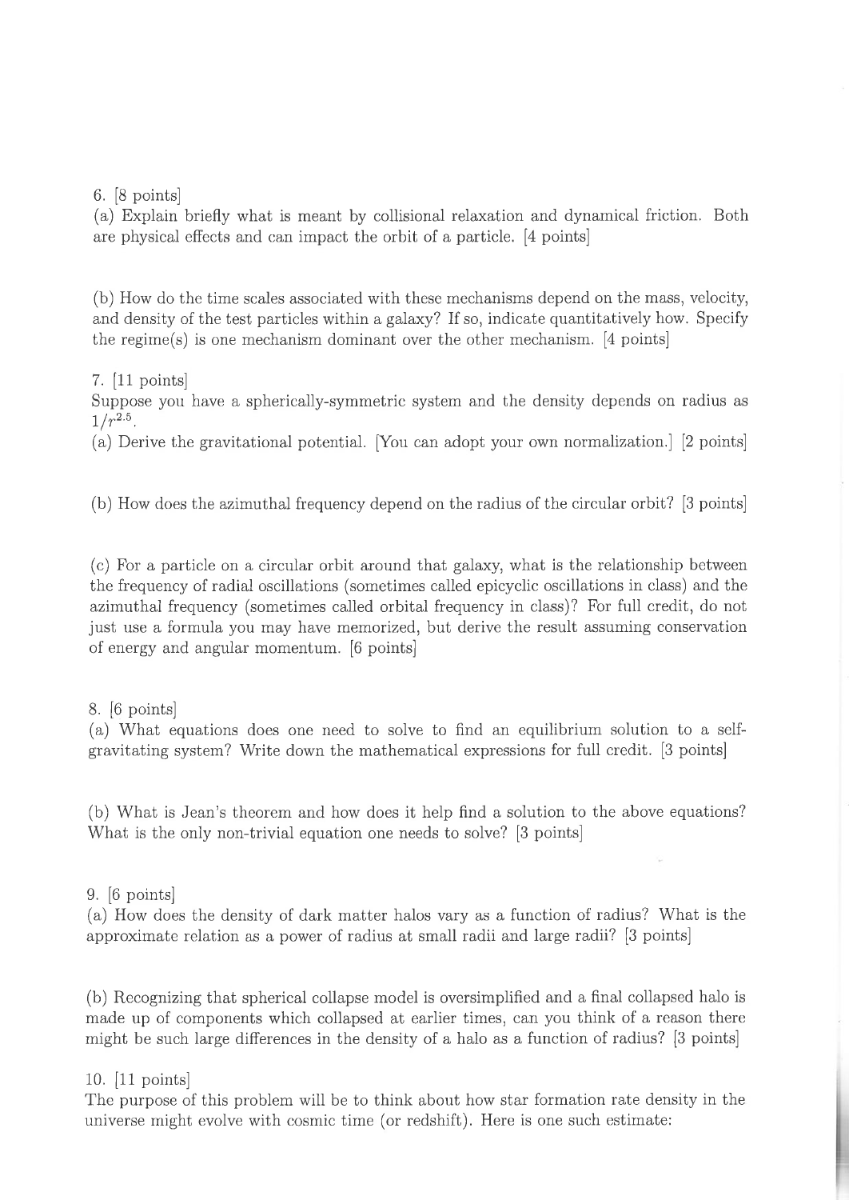6. [8 points]

(a) Explain briefly what is meant by collisional relaxation and dynamical friction. Both are physical effects and can impact the orbit of a particle. [4 points]

(b) How do the time scales associated with these mechanisms depend on the mass, velocity, and density of the test particles within a galaxy? If so, indicate quantitatively how. Specify the regime(s) is one mechanism dominant over the other mechanism. [4 points]

7. [11 points]

Suppose you have a spherically-symmetric system and the density depends on radius as $1/r^{2.5}$.

(a) Derive the gravitational potential. [You can adopt your own normalization.] [2 points]

(b) How does the azimuthal frequency depend on the radius of the circular orbit? [3 points]

(c) For a particle on a circular orbit around that galaxy, what is the relationship between the frequency of radial oscillations (sometimes called epicyclic oscillations in class) and the azimuthal frequency (sometimes called orbital frequency in class)? For full credit, do not just use a formula you may have memorized, but derive the result assuming conservation of energy and angular momentum. [6 points]

8. [6 points]

(a) What equations does one need to solve to find an equilibrium solution to a self-gravitating system? Write down the mathematical expressions for full credit. [3 points]

(b) What is Jean's theorem and how does it help find a solution to the above equations? What is the only non-trivial equation one needs to solve? [3 points]

9. [6 points]

(a) How does the density of dark matter halos vary as a function of radius? What is the approximate relation as a power of radius at small radii and large radii? [3 points]

(b) Recognizing that spherical collapse model is oversimplified and a final collapsed halo is made up of components which collapsed at earlier times, can you think of a reason there might be such large differences in the density of a halo as a function of radius? [3 points]

10. [11 points]

The purpose of this problem will be to think about how star formation rate density in the universe might evolve with cosmic time (or redshift). Here is one such estimate: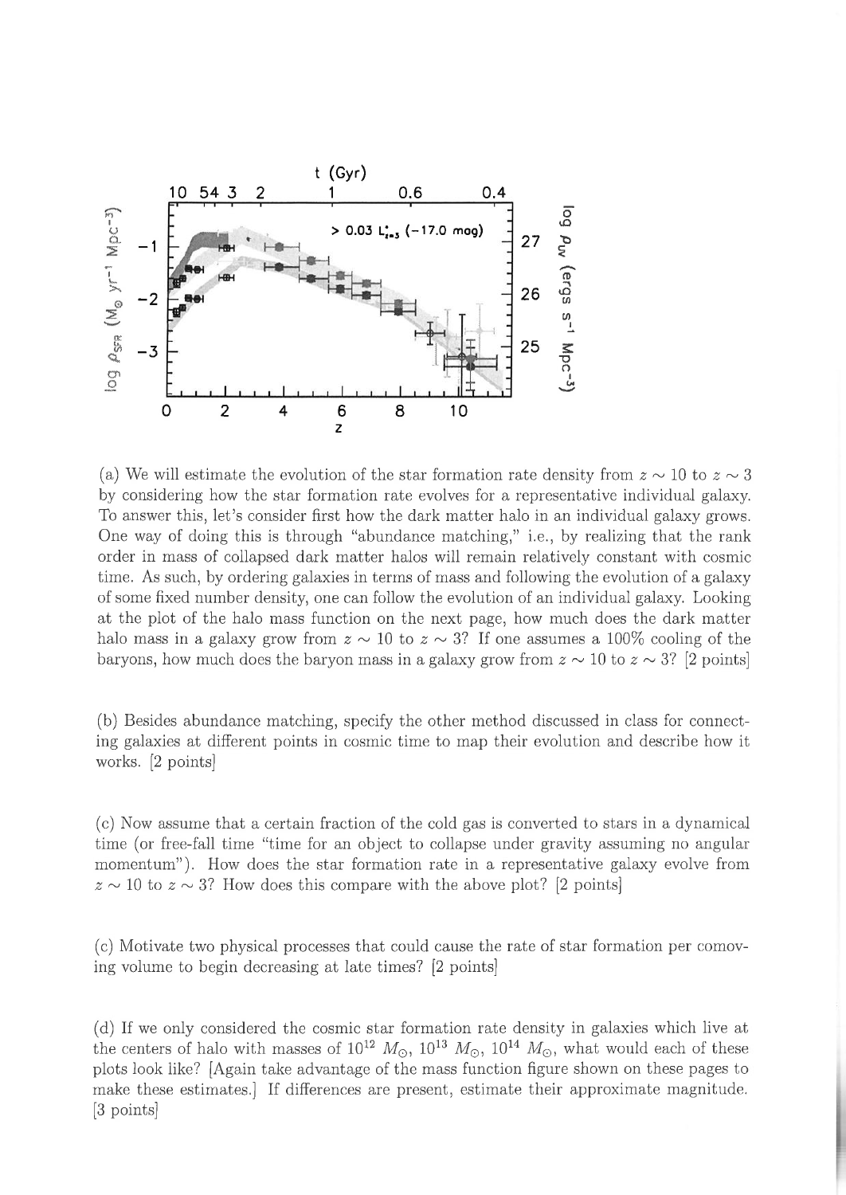(a) We will estimate the evolution of the star formation rate density from $z \sim 10$ to $z \sim 3$ by considering how the star formation rate evolves for a representative individual galaxy. To answer this, let's consider first how the dark matter halo in an individual galaxy grows. One way of doing this is through "abundance matching," i.e., by realizing that the rank order in mass of collapsed dark matter halos will remain relatively constant with cosmic time. As such, by ordering galaxies in terms of mass and following the evolution of a galaxy of some fixed number density, one can follow the evolution of an individual galaxy. Looking at the plot of the halo mass function on the next page, how much does the dark matter halo mass in a galaxy grow from $z \sim 10$ to $z \sim 3$? If one assumes a 100% cooling of the baryons, how much does the baryon mass in a galaxy grow from $z \sim 10$ to $z \sim 3$? [2 points]

(b) Besides abundance matching, specify the other method discussed in class for connecting galaxies at different points in cosmic time to map their evolution and describe how it works. [2 points]

(c) Now assume that a certain fraction of the cold gas is converted to stars in a dynamical time (or free-fall time "time for an object to collapse under gravity assuming no angular momentum"). How does the star formation rate in a representative galaxy evolve from $z \sim 10$ to $z \sim 3$? How does this compare with the above plot? [2 points]

(c) Motivate two physical processes that could cause the rate of star formation per comoving volume to begin decreasing at late times? [2 points]

(d) If we only considered the cosmic star formation rate density in galaxies which live at the centers of halo with masses of $10^{12}$ $M_{\odot}$, $10^{13}$ $M_{\odot}$, $10^{14}$ $M_{\odot}$, what would each of these plots look like? [Again take advantage of the mass function figure shown on these pages to make these estimates.] If differences are present, estimate their approximate magnitude. [3 points]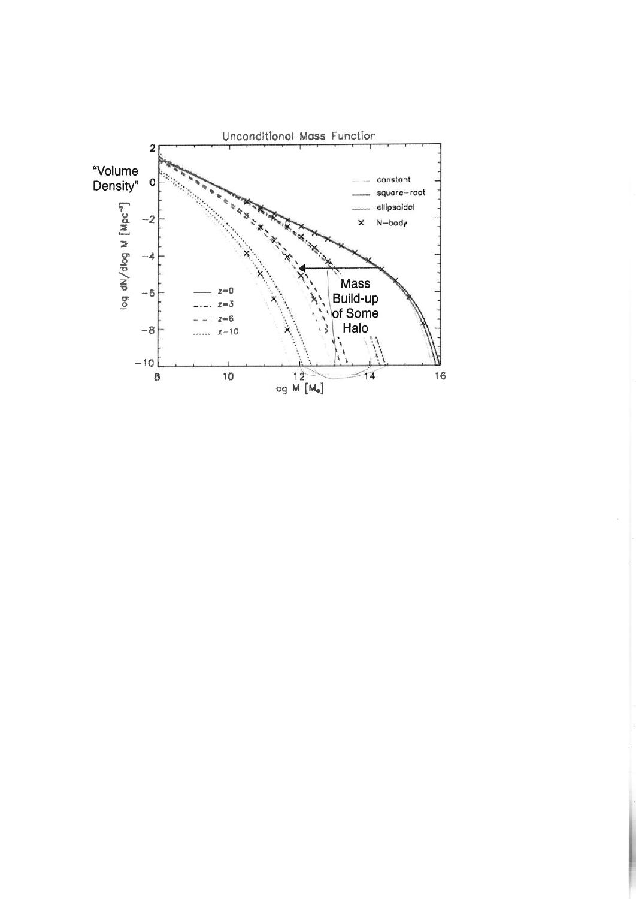Unconditional Mass Function

"Volume Density"

$\log dN/d\log M$ [$Mpc^{-3}$]

$\log M$ [$M_{\odot}$]

- constant
- square-root
- ellipsoidal
- × N-body

- $z=0$
- $z=3$
- $z=6$
- $z=10$

Mass Build-up of Some Halo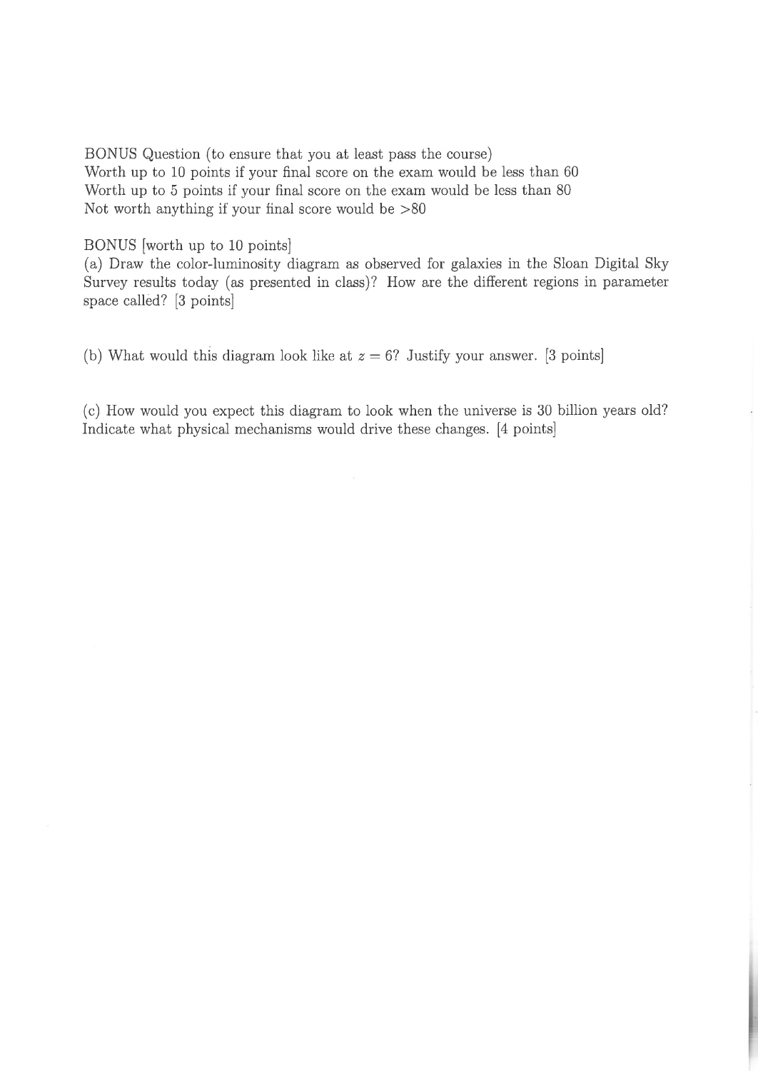BONUS Question (to ensure that you at least pass the course)
Worth up to 10 points if your final score on the exam would be less than 60
Worth up to 5 points if your final score on the exam would be less than 80
Not worth anything if your final score would be >80

BONUS [worth up to 10 points]

(a) Draw the color-luminosity diagram as observed for galaxies in the Sloan Digital Sky Survey results today (as presented in class)? How are the different regions in parameter space called? [3 points]

(b) What would this diagram look like at $z = 6$? Justify your answer. [3 points]

(c) How would you expect this diagram to look when the universe is 30 billion years old? Indicate what physical mechanisms would drive these changes. [4 points]